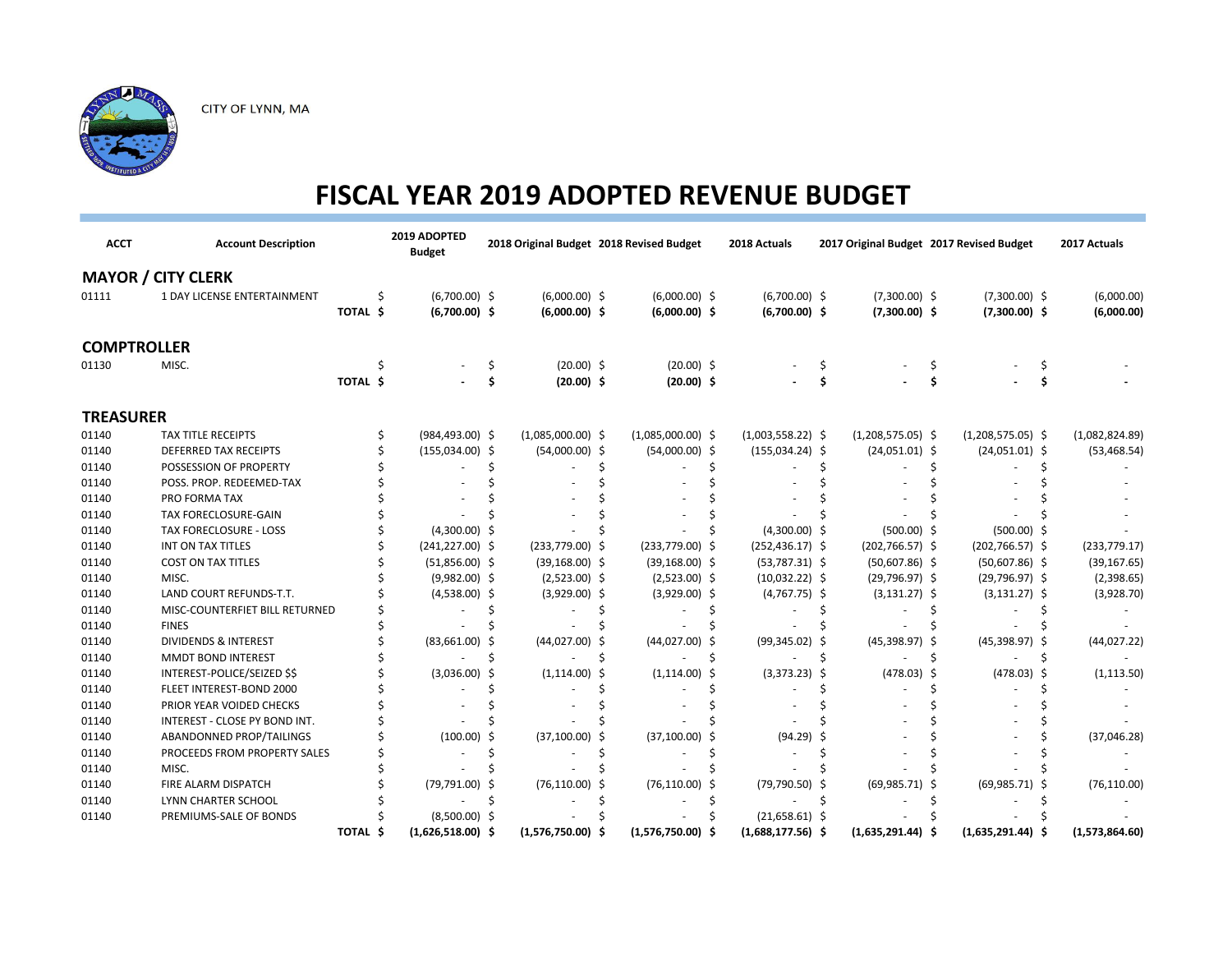CITY OF LYNN, MA

# FISCAL YEAR 2019 ADOPTED REVENUE BUDGET

| ACCT | Account Description | | 2019 ADOPTED Budget | 2018 Original Budget | 2018 Revised Budget | 2018 Actuals | 2017 Original Budget | 2017 Revised Budget | 2017 Actuals |
|---|---|---|---|---|---|---|---|---|---|
| **MAYOR / CITY CLERK** | | | | | | | | | |
| 01111 | 1 DAY LICENSE ENTERTAINMENT | | $ (6,700.00) | $ (6,000.00) | $ (6,000.00) | $ (6,700.00) | $ (7,300.00) | $ (7,300.00) | $ (6,000.00) |
| | | **TOTAL** | **$ (6,700.00)** | **$ (6,000.00)** | **$ (6,000.00)** | **$ (6,700.00)** | **$ (7,300.00)** | **$ (7,300.00)** | **$ (6,000.00)** |
| **COMPTROLLER** | | | | | | | | | |
| 01130 | MISC. | | $ - | $ (20.00) | $ (20.00) | $ - | $ - | $ - | $ - |
| | | **TOTAL** | **$ -** | **$ (20.00)** | **$ (20.00)** | **$ -** | **$ -** | **$ -** | **$ -** |
| **TREASURER** | | | | | | | | | |
| 01140 | TAX TITLE RECEIPTS | | $ (984,493.00) | $ (1,085,000.00) | $ (1,085,000.00) | $ (1,003,558.22) | $ (1,208,575.05) | $ (1,208,575.05) | $ (1,082,824.89) |
| 01140 | DEFERRED TAX RECEIPTS | | $ (155,034.00) | $ (54,000.00) | $ (54,000.00) | $ (155,034.24) | $ (24,051.01) | $ (24,051.01) | $ (53,468.54) |
| 01140 | POSSESSION OF PROPERTY | | $ - | $ - | $ - | $ - | $ - | $ - | $ - |
| 01140 | POSS. PROP. REDEEMED-TAX | | $ - | $ - | $ - | $ - | $ - | $ - | $ - |
| 01140 | PRO FORMA TAX | | $ - | $ - | $ - | $ - | $ - | $ - | $ - |
| 01140 | TAX FORECLOSURE-GAIN | | $ - | $ - | $ - | $ - | $ - | $ - | $ - |
| 01140 | TAX FORECLOSURE - LOSS | | $ (4,300.00) | $ - | $ - | $ (4,300.00) | $ (500.00) | $ (500.00) | $ - |
| 01140 | INT ON TAX TITLES | | $ (241,227.00) | $ (233,779.00) | $ (233,779.00) | $ (252,436.17) | $ (202,766.57) | $ (202,766.57) | $ (233,779.17) |
| 01140 | COST ON TAX TITLES | | $ (51,856.00) | $ (39,168.00) | $ (39,168.00) | $ (53,787.31) | $ (50,607.86) | $ (50,607.86) | $ (39,167.65) |
| 01140 | MISC. | | $ (9,982.00) | $ (2,523.00) | $ (2,523.00) | $ (10,032.22) | $ (29,796.97) | $ (29,796.97) | $ (2,398.65) |
| 01140 | LAND COURT REFUNDS-T.T. | | $ (4,538.00) | $ (3,929.00) | $ (3,929.00) | $ (4,767.75) | $ (3,131.27) | $ (3,131.27) | $ (3,928.70) |
| 01140 | MISC-COUNTERFEIT BILL RETURNED | | $ - | $ - | $ - | $ - | $ - | $ - | $ - |
| 01140 | FINES | | $ - | $ - | $ - | $ - | $ - | $ - | $ - |
| 01140 | DIVIDENDS & INTEREST | | $ (83,661.00) | $ (44,027.00) | $ (44,027.00) | $ (99,345.02) | $ (45,398.97) | $ (45,398.97) | $ (44,027.22) |
| 01140 | MMDT BOND INTEREST | | $ - | $ - | $ - | $ - | $ - | $ - | $ - |
| 01140 | INTEREST-POLICE/SEIZED $$ | | $ (3,036.00) | $ (1,114.00) | $ (1,114.00) | $ (3,373.23) | $ (478.03) | $ (478.03) | $ (1,113.50) |
| 01140 | FLEET INTEREST-BOND 2000 | | $ - | $ - | $ - | $ - | $ - | $ - | $ - |
| 01140 | PRIOR YEAR VOIDED CHECKS | | $ - | $ - | $ - | $ - | $ - | $ - | $ - |
| 01140 | INTEREST - CLOSE PY BOND INT. | | $ - | $ - | $ - | $ - | $ - | $ - | $ - |
| 01140 | ABANDONNED PROP/TAILINGS | | $ (100.00) | $ (37,100.00) | $ (37,100.00) | $ (94.29) | $ - | $ - | $ (37,046.28) |
| 01140 | PROCEEDS FROM PROPERTY SALES | | $ - | $ - | $ - | $ - | $ - | $ - | $ - |
| 01140 | MISC. | | $ - | $ - | $ - | $ - | $ - | $ - | $ - |
| 01140 | FIRE ALARM DISPATCH | | $ (79,791.00) | $ (76,110.00) | $ (76,110.00) | $ (79,790.50) | $ (69,985.71) | $ (69,985.71) | $ (76,110.00) |
| 01140 | LYNN CHARTER SCHOOL | | $ - | $ - | $ - | $ - | $ - | $ - | $ - |
| 01140 | PREMIUMS-SALE OF BONDS | | $ (8,500.00) | $ - | $ - | $ (21,658.61) | $ - | $ - | $ - |
| | | **TOTAL** | **$ (1,626,518.00)** | **$ (1,576,750.00)** | **$ (1,576,750.00)** | **$ (1,688,177.56)** | **$ (1,635,291.44)** | **$ (1,635,291.44)** | **$ (1,573,864.60)** |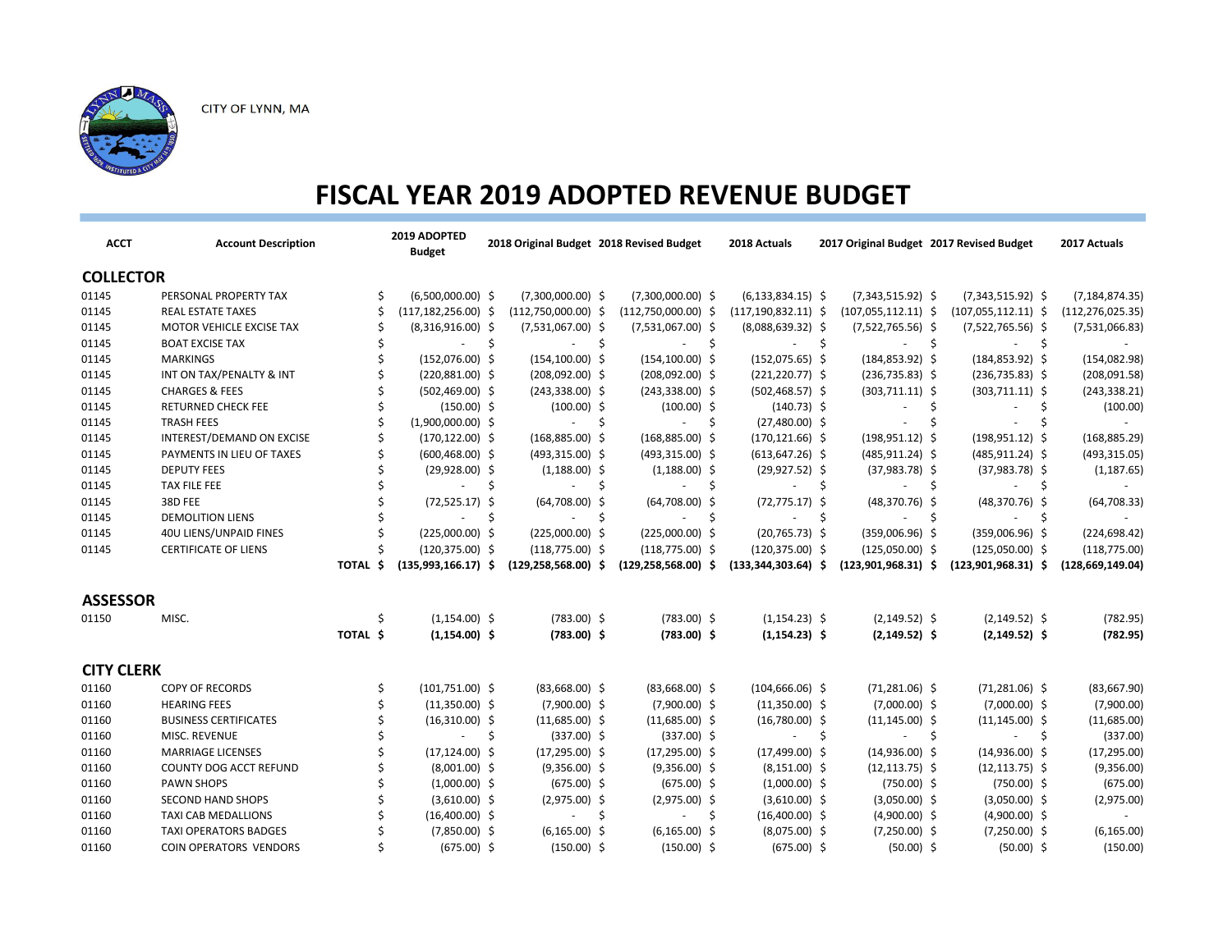CITY OF LYNN, MA

# FISCAL YEAR 2019 ADOPTED REVENUE BUDGET

| ACCT | Account Description | | 2019 ADOPTED Budget | 2018 Original Budget | 2018 Revised Budget | 2018 Actuals | 2017 Original Budget | 2017 Revised Budget | 2017 Actuals |
|---|---|---|---|---|---|---|---|---|---|
| **COLLECTOR** | | | | | | | | | |
| 01145 | PERSONAL PROPERTY TAX | | $ (6,500,000.00) | $ (7,300,000.00) | $ (7,300,000.00) | $ (6,133,834.15) | $ (7,343,515.92) | $ (7,343,515.92) | $ (7,184,874.35) |
| 01145 | REAL ESTATE TAXES | | $ (117,182,256.00) | $ (112,750,000.00) | $ (112,750,000.00) | $ (117,190,832.11) | $ (107,055,112.11) | $ (107,055,112.11) | $ (112,276,025.35) |
| 01145 | MOTOR VEHICLE EXCISE TAX | | $ (8,316,916.00) | $ (7,531,067.00) | $ (7,531,067.00) | $ (8,088,639.32) | $ (7,522,765.56) | $ (7,522,765.56) | $ (7,531,066.83) |
| 01145 | BOAT EXCISE TAX | | $ - | $ - | $ - | $ - | $ - | $ - | $ - |
| 01145 | MARKINGS | | $ (152,076.00) | $ (154,100.00) | $ (154,100.00) | $ (152,075.65) | $ (184,853.92) | $ (184,853.92) | $ (154,082.98) |
| 01145 | INT ON TAX/PENALTY & INT | | $ (220,881.00) | $ (208,092.00) | $ (208,092.00) | $ (221,220.77) | $ (236,735.83) | $ (236,735.83) | $ (208,091.58) |
| 01145 | CHARGES & FEES | | $ (502,469.00) | $ (243,338.00) | $ (243,338.00) | $ (502,468.57) | $ (303,711.11) | $ (303,711.11) | $ (243,338.21) |
| 01145 | RETURNED CHECK FEE | | $ (150.00) | $ (100.00) | $ (100.00) | $ (140.73) | $ - | $ - | $ (100.00) |
| 01145 | TRASH FEES | | $ (1,900,000.00) | $ - | $ - | $ (27,480.00) | $ - | $ - | $ - |
| 01145 | INTEREST/DEMAND ON EXCISE | | $ (170,122.00) | $ (168,885.00) | $ (168,885.00) | $ (170,121.66) | $ (198,951.12) | $ (198,951.12) | $ (168,885.29) |
| 01145 | PAYMENTS IN LIEU OF TAXES | | $ (600,468.00) | $ (493,315.00) | $ (493,315.00) | $ (613,647.26) | $ (485,911.24) | $ (485,911.24) | $ (493,315.05) |
| 01145 | DEPUTY FEES | | $ (29,928.00) | $ (1,188.00) | $ (1,188.00) | $ (29,927.52) | $ (37,983.78) | $ (37,983.78) | $ (1,187.65) |
| 01145 | TAX FILE FEE | | $ - | $ - | $ - | $ - | $ - | $ - | $ - |
| 01145 | 38D FEE | | $ (72,525.17) | $ (64,708.00) | $ (64,708.00) | $ (72,775.17) | $ (48,370.76) | $ (48,370.76) | $ (64,708.33) |
| 01145 | DEMOLITION LIENS | | $ - | $ - | $ - | $ - | $ - | $ - | $ - |
| 01145 | 40U LIENS/UNPAID FINES | | $ (225,000.00) | $ (225,000.00) | $ (225,000.00) | $ (20,765.73) | $ (359,006.96) | $ (359,006.96) | $ (224,698.42) |
| 01145 | CERTIFICATE OF LIENS | | $ (120,375.00) | $ (118,775.00) | $ (118,775.00) | $ (120,375.00) | $ (125,050.00) | $ (125,050.00) | $ (118,775.00) |
| | | **TOTAL** | **$ (135,993,166.17)** | **$ (129,258,568.00)** | **$ (129,258,568.00)** | **$ (133,344,303.64)** | **$ (123,901,968.31)** | **$ (123,901,968.31)** | **$ (128,669,149.04)** |
| **ASSESSOR** | | | | | | | | | |
| 01150 | MISC. | | $ (1,154.00) | $ (783.00) | $ (783.00) | $ (1,154.23) | $ (2,149.52) | $ (2,149.52) | $ (782.95) |
| | | **TOTAL** | **$ (1,154.00)** | **$ (783.00)** | **$ (783.00)** | **$ (1,154.23)** | **$ (2,149.52)** | **$ (2,149.52)** | **$ (782.95)** |
| **CITY CLERK** | | | | | | | | | |
| 01160 | COPY OF RECORDS | | $ (101,751.00) | $ (83,668.00) | $ (83,668.00) | $ (104,666.06) | $ (71,281.06) | $ (71,281.06) | $ (83,667.90) |
| 01160 | HEARING FEES | | $ (11,350.00) | $ (7,900.00) | $ (7,900.00) | $ (11,350.00) | $ (7,000.00) | $ (7,000.00) | $ (7,900.00) |
| 01160 | BUSINESS CERTIFICATES | | $ (16,310.00) | $ (11,685.00) | $ (11,685.00) | $ (16,780.00) | $ (11,145.00) | $ (11,145.00) | $ (11,685.00) |
| 01160 | MISC. REVENUE | | $ - | $ (337.00) | $ (337.00) | $ - | $ - | $ - | $ (337.00) |
| 01160 | MARRIAGE LICENSES | | $ (17,124.00) | $ (17,295.00) | $ (17,295.00) | $ (17,499.00) | $ (14,936.00) | $ (14,936.00) | $ (17,295.00) |
| 01160 | COUNTY DOG ACCT REFUND | | $ (8,001.00) | $ (9,356.00) | $ (9,356.00) | $ (8,151.00) | $ (12,113.75) | $ (12,113.75) | $ (9,356.00) |
| 01160 | PAWN SHOPS | | $ (1,000.00) | $ (675.00) | $ (675.00) | $ (1,000.00) | $ (750.00) | $ (750.00) | $ (675.00) |
| 01160 | SECOND HAND SHOPS | | $ (3,610.00) | $ (2,975.00) | $ (2,975.00) | $ (3,610.00) | $ (3,050.00) | $ (3,050.00) | $ (2,975.00) |
| 01160 | TAXI CAB MEDALLIONS | | $ (16,400.00) | $ - | $ - | $ (16,400.00) | $ (4,900.00) | $ (4,900.00) | $ - |
| 01160 | TAXI OPERATORS BADGES | | $ (7,850.00) | $ (6,165.00) | $ (6,165.00) | $ (8,075.00) | $ (7,250.00) | $ (7,250.00) | $ (6,165.00) |
| 01160 | COIN OPERATORS VENDORS | | $ (675.00) | $ (150.00) | $ (150.00) | $ (675.00) | $ (50.00) | $ (50.00) | $ (150.00) |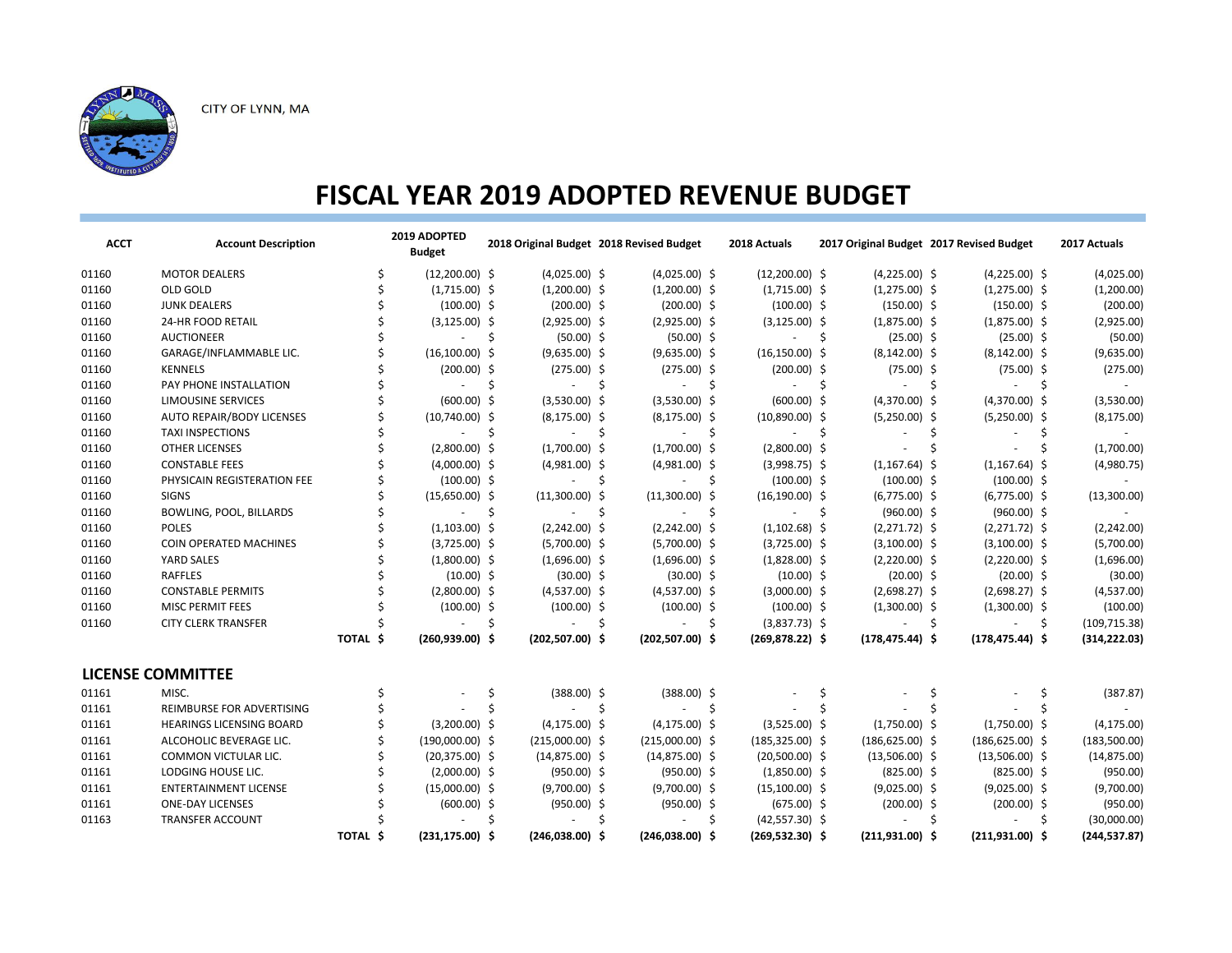CITY OF LYNN, MA

# FISCAL YEAR 2019 ADOPTED REVENUE BUDGET

| ACCT | Account Description | | 2019 ADOPTED Budget | 2018 Original Budget | 2018 Revised Budget | 2018 Actuals | 2017 Original Budget | 2017 Revised Budget | 2017 Actuals |
|---|---|---|---|---|---|---|---|---|---|
| 01160 | MOTOR DEALERS | | $ (12,200.00) | $ (4,025.00) | $ (4,025.00) | $ (12,200.00) | $ (4,225.00) | $ (4,225.00) | $ (4,025.00) |
| 01160 | OLD GOLD | | $ (1,715.00) | $ (1,200.00) | $ (1,200.00) | $ (1,715.00) | $ (1,275.00) | $ (1,275.00) | $ (1,200.00) |
| 01160 | JUNK DEALERS | | $ (100.00) | $ (200.00) | $ (200.00) | $ (100.00) | $ (150.00) | $ (150.00) | $ (200.00) |
| 01160 | 24-HR FOOD RETAIL | | $ (3,125.00) | $ (2,925.00) | $ (2,925.00) | $ (3,125.00) | $ (1,875.00) | $ (1,875.00) | $ (2,925.00) |
| 01160 | AUCTIONEER | | $ - | $ (50.00) | $ (50.00) | $ - | $ (25.00) | $ (25.00) | $ (50.00) |
| 01160 | GARAGE/INFLAMMABLE LIC. | | $ (16,100.00) | $ (9,635.00) | $ (9,635.00) | $ (16,150.00) | $ (8,142.00) | $ (8,142.00) | $ (9,635.00) |
| 01160 | KENNELS | | $ (200.00) | $ (275.00) | $ (275.00) | $ (200.00) | $ (75.00) | $ (75.00) | $ (275.00) |
| 01160 | PAY PHONE INSTALLATION | | $ - | $ - | $ - | $ - | $ - | $ - | $ - |
| 01160 | LIMOUSINE SERVICES | | $ (600.00) | $ (3,530.00) | $ (3,530.00) | $ (600.00) | $ (4,370.00) | $ (4,370.00) | $ (3,530.00) |
| 01160 | AUTO REPAIR/BODY LICENSES | | $ (10,740.00) | $ (8,175.00) | $ (8,175.00) | $ (10,890.00) | $ (5,250.00) | $ (5,250.00) | $ (8,175.00) |
| 01160 | TAXI INSPECTIONS | | $ - | $ - | $ - | $ - | $ - | $ - | $ - |
| 01160 | OTHER LICENSES | | $ (2,800.00) | $ (1,700.00) | $ (1,700.00) | $ (2,800.00) | $ - | $ - | $ (1,700.00) |
| 01160 | CONSTABLE FEES | | $ (4,000.00) | $ (4,981.00) | $ (4,981.00) | $ (3,998.75) | $ (1,167.64) | $ (1,167.64) | $ (4,980.75) |
| 01160 | PHYSICAIN REGISTERATION FEE | | $ (100.00) | $ - | $ - | $ (100.00) | $ (100.00) | $ (100.00) | $ - |
| 01160 | SIGNS | | $ (15,650.00) | $ (11,300.00) | $ (11,300.00) | $ (16,190.00) | $ (6,775.00) | $ (6,775.00) | $ (13,300.00) |
| 01160 | BOWLING, POOL, BILLARDS | | $ - | $ - | $ - | $ - | $ (960.00) | $ (960.00) | $ - |
| 01160 | POLES | | $ (1,103.00) | $ (2,242.00) | $ (2,242.00) | $ (1,102.68) | $ (2,271.72) | $ (2,271.72) | $ (2,242.00) |
| 01160 | COIN OPERATED MACHINES | | $ (3,725.00) | $ (5,700.00) | $ (5,700.00) | $ (3,725.00) | $ (3,100.00) | $ (3,100.00) | $ (5,700.00) |
| 01160 | YARD SALES | | $ (1,800.00) | $ (1,696.00) | $ (1,696.00) | $ (1,828.00) | $ (2,220.00) | $ (2,220.00) | $ (1,696.00) |
| 01160 | RAFFLES | | $ (10.00) | $ (30.00) | $ (30.00) | $ (10.00) | $ (20.00) | $ (20.00) | $ (30.00) |
| 01160 | CONSTABLE PERMITS | | $ (2,800.00) | $ (4,537.00) | $ (4,537.00) | $ (3,000.00) | $ (2,698.27) | $ (2,698.27) | $ (4,537.00) |
| 01160 | MISC PERMIT FEES | | $ (100.00) | $ (100.00) | $ (100.00) | $ (100.00) | $ (1,300.00) | $ (1,300.00) | $ (100.00) |
| 01160 | CITY CLERK TRANSFER | | $ - | $ - | $ - | $ (3,837.73) | $ - | $ - | $ (109,715.38) |
| | | **TOTAL** | **$ (260,939.00)** | **$ (202,507.00)** | **$ (202,507.00)** | **$ (269,878.22)** | **$ (178,475.44)** | **$ (178,475.44)** | **(314,222.03)** |

## LICENSE COMMITTEE

| ACCT | Account Description | | 2019 ADOPTED Budget | 2018 Original Budget | 2018 Revised Budget | 2018 Actuals | 2017 Original Budget | 2017 Revised Budget | 2017 Actuals |
|---|---|---|---|---|---|---|---|---|---|
| 01161 | MISC. | | $ - | $ (388.00) | $ (388.00) | $ - | $ - | $ - | $ (387.87) |
| 01161 | REIMBURSE FOR ADVERTISING | | $ - | $ - | $ - | $ - | $ - | $ - | $ - |
| 01161 | HEARINGS LICENSING BOARD | | $ (3,200.00) | $ (4,175.00) | $ (4,175.00) | $ (3,525.00) | $ (1,750.00) | $ (1,750.00) | $ (4,175.00) |
| 01161 | ALCOHOLIC BEVERAGE LIC. | | $ (190,000.00) | $ (215,000.00) | $ (215,000.00) | $ (185,325.00) | $ (186,625.00) | $ (186,625.00) | $ (183,500.00) |
| 01161 | COMMON VICTULAR LIC. | | $ (20,375.00) | $ (14,875.00) | $ (14,875.00) | $ (20,500.00) | $ (13,506.00) | $ (13,506.00) | $ (14,875.00) |
| 01161 | LODGING HOUSE LIC. | | $ (2,000.00) | $ (950.00) | $ (950.00) | $ (1,850.00) | $ (825.00) | $ (825.00) | $ (950.00) |
| 01161 | ENTERTAINMENT LICENSE | | $ (15,000.00) | $ (9,700.00) | $ (9,700.00) | $ (15,100.00) | $ (9,025.00) | $ (9,025.00) | $ (9,700.00) |
| 01161 | ONE-DAY LICENSES | | $ (600.00) | $ (950.00) | $ (950.00) | $ (675.00) | $ (200.00) | $ (200.00) | $ (950.00) |
| 01163 | TRANSFER ACCOUNT | | $ - | $ - | $ - | $ (42,557.30) | $ - | $ - | $ (30,000.00) |
| | | **TOTAL** | **$ (231,175.00)** | **$ (246,038.00)** | **$ (246,038.00)** | **$ (269,532.30)** | **$ (211,931.00)** | **$ (211,931.00)** | **(244,537.87)** |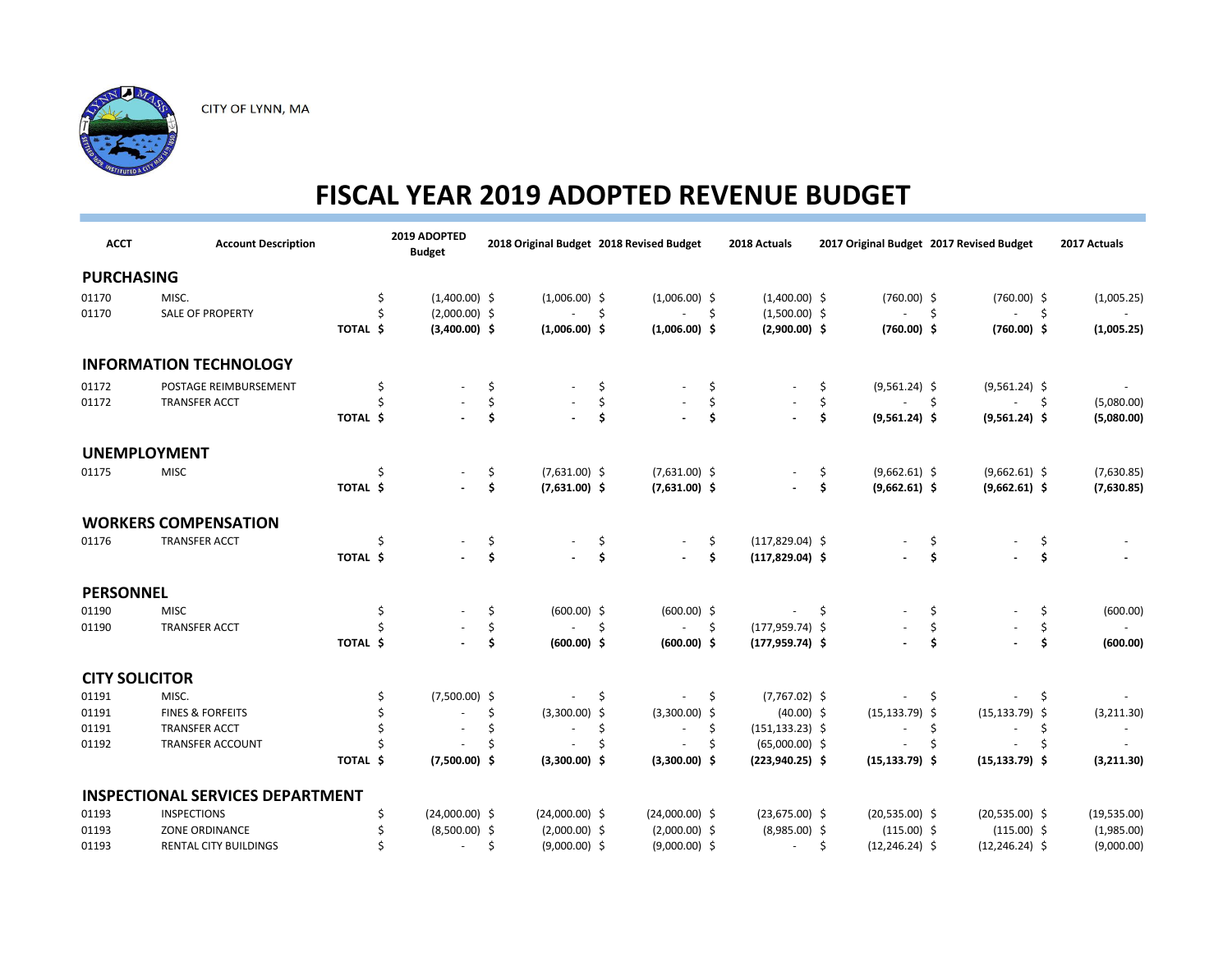CITY OF LYNN, MA

# FISCAL YEAR 2019 ADOPTED REVENUE BUDGET

| ACCT | Account Description | | 2019 ADOPTED Budget | 2018 Original Budget | 2018 Revised Budget | 2018 Actuals | 2017 Original Budget | 2017 Revised Budget | 2017 Actuals |
|---|---|---|---|---|---|---|---|---|---|
| **PURCHASING** | | | | | | | | | |
| 01170 | MISC. | | $ (1,400.00) | $ (1,006.00) | $ (1,006.00) | $ (1,400.00) | $ (760.00) | $ (760.00) | $ (1,005.25) |
| 01170 | SALE OF PROPERTY | | $ (2,000.00) | $ - | $ - | $ (1,500.00) | $ - | $ - | $ - |
| | | **TOTAL** | **$ (3,400.00)** | **$ (1,006.00)** | **$ (1,006.00)** | **$ (2,900.00)** | **$ (760.00)** | **$ (760.00)** | **$ (1,005.25)** |
| **INFORMATION TECHNOLOGY** | | | | | | | | | |
| 01172 | POSTAGE REIMBURSEMENT | | $ - | $ - | $ - | $ - | $ (9,561.24) | $ (9,561.24) | $ - |
| 01172 | TRANSFER ACCT | | $ - | $ - | $ - | $ - | $ - | $ - | $ (5,080.00) |
| | | **TOTAL** | **$ -** | **$ -** | **$ -** | **$ -** | **$ (9,561.24)** | **$ (9,561.24)** | **$ (5,080.00)** |
| **UNEMPLOYMENT** | | | | | | | | | |
| 01175 | MISC | | $ - | $ (7,631.00) | $ (7,631.00) | $ - | $ (9,662.61) | $ (9,662.61) | $ (7,630.85) |
| | | **TOTAL** | **$ -** | **$ (7,631.00)** | **$ (7,631.00)** | **$ -** | **$ (9,662.61)** | **$ (9,662.61)** | **$ (7,630.85)** |
| **WORKERS COMPENSATION** | | | | | | | | | |
| 01176 | TRANSFER ACCT | | $ - | $ - | $ - | $ (117,829.04) | $ - | $ - | $ - |
| | | **TOTAL** | **$ -** | **$ -** | **$ -** | **$ (117,829.04)** | **$ -** | **$ -** | **$ -** |
| **PERSONNEL** | | | | | | | | | |
| 01190 | MISC | | $ - | $ (600.00) | $ (600.00) | $ - | $ - | $ - | $ (600.00) |
| 01190 | TRANSFER ACCT | | $ - | $ - | $ - | $ (177,959.74) | $ - | $ - | $ - |
| | | **TOTAL** | **$ -** | **$ (600.00)** | **$ (600.00)** | **$ (177,959.74)** | **$ -** | **$ -** | **$ (600.00)** |
| **CITY SOLICITOR** | | | | | | | | | |
| 01191 | MISC. | | $ (7,500.00) | $ - | $ - | $ (7,767.02) | $ - | $ - | $ - |
| 01191 | FINES & FORFEITS | | $ - | $ (3,300.00) | $ (3,300.00) | $ (40.00) | $ (15,133.79) | $ (15,133.79) | $ (3,211.30) |
| 01191 | TRANSFER ACCT | | $ - | $ - | $ - | $ (151,133.23) | $ - | $ - | $ - |
| 01192 | TRANSFER ACCOUNT | | $ - | $ - | $ - | $ (65,000.00) | $ - | $ - | $ - |
| | | **TOTAL** | **$ (7,500.00)** | **$ (3,300.00)** | **$ (3,300.00)** | **$ (223,940.25)** | **$ (15,133.79)** | **$ (15,133.79)** | **$ (3,211.30)** |
| **INSPECTIONAL SERVICES DEPARTMENT** | | | | | | | | | |
| 01193 | INSPECTIONS | | $ (24,000.00) | $ (24,000.00) | $ (24,000.00) | $ (23,675.00) | $ (20,535.00) | $ (20,535.00) | $ (19,535.00) |
| 01193 | ZONE ORDINANCE | | $ (8,500.00) | $ (2,000.00) | $ (2,000.00) | $ (8,985.00) | $ (115.00) | $ (115.00) | $ (1,985.00) |
| 01193 | RENTAL CITY BUILDINGS | | $ - | $ (9,000.00) | $ (9,000.00) | $ - | $ (12,246.24) | $ (12,246.24) | $ (9,000.00) |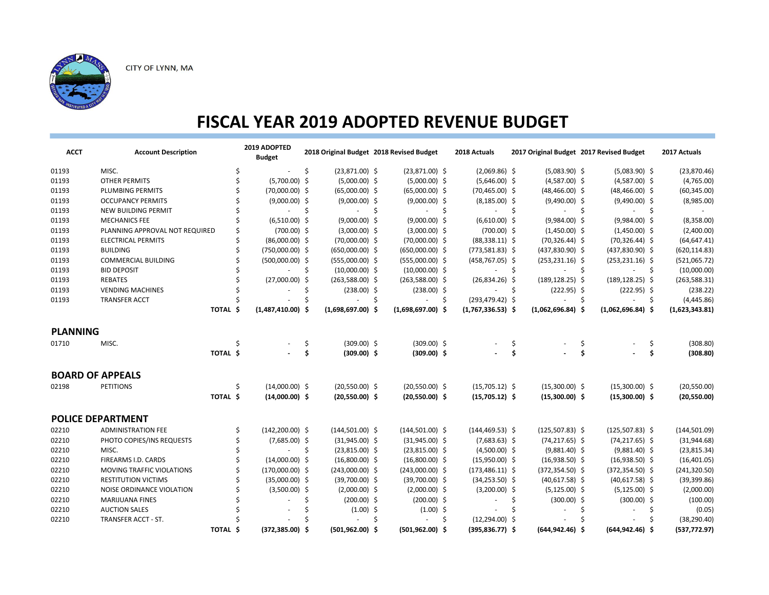CITY OF LYNN, MA

# FISCAL YEAR 2019 ADOPTED REVENUE BUDGET

| ACCT | Account Description | 2019 ADOPTED Budget | 2018 Original Budget | 2018 Revised Budget | 2018 Actuals | 2017 Original Budget | 2017 Revised Budget | 2017 Actuals |
|---|---|---|---|---|---|---|---|---|
| 01193 | MISC. | $ - | $ (23,871.00) | $ (23,871.00) | $ (2,069.86) | $ (5,083.90) | $ (5,083.90) | $ (23,870.46) |
| 01193 | OTHER PERMITS | $ (5,700.00) | $ (5,000.00) | $ (5,000.00) | $ (5,646.00) | $ (4,587.00) | $ (4,587.00) | $ (4,765.00) |
| 01193 | PLUMBING PERMITS | $ (70,000.00) | $ (65,000.00) | $ (65,000.00) | $ (70,465.00) | $ (48,466.00) | $ (48,466.00) | $ (60,345.00) |
| 01193 | OCCUPANCY PERMITS | $ (9,000.00) | $ (9,000.00) | $ (9,000.00) | $ (8,185.00) | $ (9,490.00) | $ (9,490.00) | $ (8,985.00) |
| 01193 | NEW BUILDING PERMIT | $ - | $ - | $ - | $ - | $ - | $ - | $ - |
| 01193 | MECHANICS FEE | $ (6,510.00) | $ (9,000.00) | $ (9,000.00) | $ (6,610.00) | $ (9,984.00) | $ (9,984.00) | $ (8,358.00) |
| 01193 | PLANNING APPROVAL NOT REQUIRED | $ (700.00) | $ (3,000.00) | $ (3,000.00) | $ (700.00) | $ (1,450.00) | $ (1,450.00) | $ (2,400.00) |
| 01193 | ELECTRICAL PERMITS | $ (86,000.00) | $ (70,000.00) | $ (70,000.00) | $ (88,338.11) | $ (70,326.44) | $ (70,326.44) | $ (64,647.41) |
| 01193 | BUILDING | $ (750,000.00) | $ (650,000.00) | $ (650,000.00) | $ (773,581.83) | $ (437,830.90) | $ (437,830.90) | $ (620,114.83) |
| 01193 | COMMERCIAL BUILDING | $ (500,000.00) | $ (555,000.00) | $ (555,000.00) | $ (458,767.05) | $ (253,231.16) | $ (253,231.16) | $ (521,065.72) |
| 01193 | BID DEPOSIT | $ - | $ (10,000.00) | $ (10,000.00) | $ - | $ - | $ - | $ (10,000.00) |
| 01193 | REBATES | $ (27,000.00) | $ (263,588.00) | $ (263,588.00) | $ (26,834.26) | $ (189,128.25) | $ (189,128.25) | $ (263,588.31) |
| 01193 | VENDING MACHINES | $ - | $ (238.00) | $ (238.00) | $ - | $ (222.95) | $ (222.95) | $ (238.22) |
| 01193 | TRANSFER ACCT | $ - | $ - | $ - | $ (293,479.42) | $ - | $ - | $ (4,445.86) |
| | **TOTAL** | **$ (1,487,410.00)** | **$ (1,698,697.00)** | **$ (1,698,697.00)** | **$ (1,767,336.53)** | **$ (1,062,696.84)** | **$ (1,062,696.84)** | **$ (1,623,343.81)** |

## PLANNING

| ACCT | Account Description | 2019 ADOPTED Budget | 2018 Original Budget | 2018 Revised Budget | 2018 Actuals | 2017 Original Budget | 2017 Revised Budget | 2017 Actuals |
|---|---|---|---|---|---|---|---|---|
| 01710 | MISC. | $ - | $ (309.00) | $ (309.00) | $ - | $ - | $ - | $ (308.80) |
| | **TOTAL** | **$ -** | **$ (309.00)** | **$ (309.00)** | **$ -** | **$ -** | **$ -** | **$ (308.80)** |

## BOARD OF APPEALS

| ACCT | Account Description | 2019 ADOPTED Budget | 2018 Original Budget | 2018 Revised Budget | 2018 Actuals | 2017 Original Budget | 2017 Revised Budget | 2017 Actuals |
|---|---|---|---|---|---|---|---|---|
| 02198 | PETITIONS | $ (14,000.00) | $ (20,550.00) | $ (20,550.00) | $ (15,705.12) | $ (15,300.00) | $ (15,300.00) | $ (20,550.00) |
| | **TOTAL** | **$ (14,000.00)** | **$ (20,550.00)** | **$ (20,550.00)** | **$ (15,705.12)** | **$ (15,300.00)** | **$ (15,300.00)** | **$ (20,550.00)** |

## POLICE DEPARTMENT

| ACCT | Account Description | 2019 ADOPTED Budget | 2018 Original Budget | 2018 Revised Budget | 2018 Actuals | 2017 Original Budget | 2017 Revised Budget | 2017 Actuals |
|---|---|---|---|---|---|---|---|---|
| 02210 | ADMINISTRATION FEE | $ (142,200.00) | $ (144,501.00) | $ (144,501.00) | $ (144,469.53) | $ (125,507.83) | $ (125,507.83) | $ (144,501.09) |
| 02210 | PHOTO COPIES/INS REQUESTS | $ (7,685.00) | $ (31,945.00) | $ (31,945.00) | $ (7,683.63) | $ (74,217.65) | $ (74,217.65) | $ (31,944.68) |
| 02210 | MISC. | $ - | $ (23,815.00) | $ (23,815.00) | $ (4,500.00) | $ (9,881.40) | $ (9,881.40) | $ (23,815.34) |
| 02210 | FIREARMS I.D. CARDS | $ (14,000.00) | $ (16,800.00) | $ (16,800.00) | $ (15,950.00) | $ (16,938.50) | $ (16,938.50) | $ (16,401.05) |
| 02210 | MOVING TRAFFIC VIOLATIONS | $ (170,000.00) | $ (243,000.00) | $ (243,000.00) | $ (173,486.11) | $ (372,354.50) | $ (372,354.50) | $ (241,320.50) |
| 02210 | RESTITUTION VICTIMS | $ (35,000.00) | $ (39,700.00) | $ (39,700.00) | $ (34,253.50) | $ (40,617.58) | $ (40,617.58) | $ (39,399.86) |
| 02210 | NOISE ORDINANCE VIOLATION | $ (3,500.00) | $ (2,000.00) | $ (2,000.00) | $ (3,200.00) | $ (5,125.00) | $ (5,125.00) | $ (2,000.00) |
| 02210 | MARIJUANA FINES | $ - | $ (200.00) | $ (200.00) | $ - | $ (300.00) | $ (300.00) | $ (100.00) |
| 02210 | AUCTION SALES | $ - | $ (1.00) | $ (1.00) | $ - | $ - | $ - | $ (0.05) |
| 02210 | TRANSFER ACCT - ST. | $ - | $ - | $ - | $ (12,294.00) | $ - | $ - | $ (38,290.40) |
| | **TOTAL** | **$ (372,385.00)** | **$ (501,962.00)** | **$ (501,962.00)** | **$ (395,836.77)** | **$ (644,942.46)** | **$ (644,942.46)** | **$ (537,772.97)** |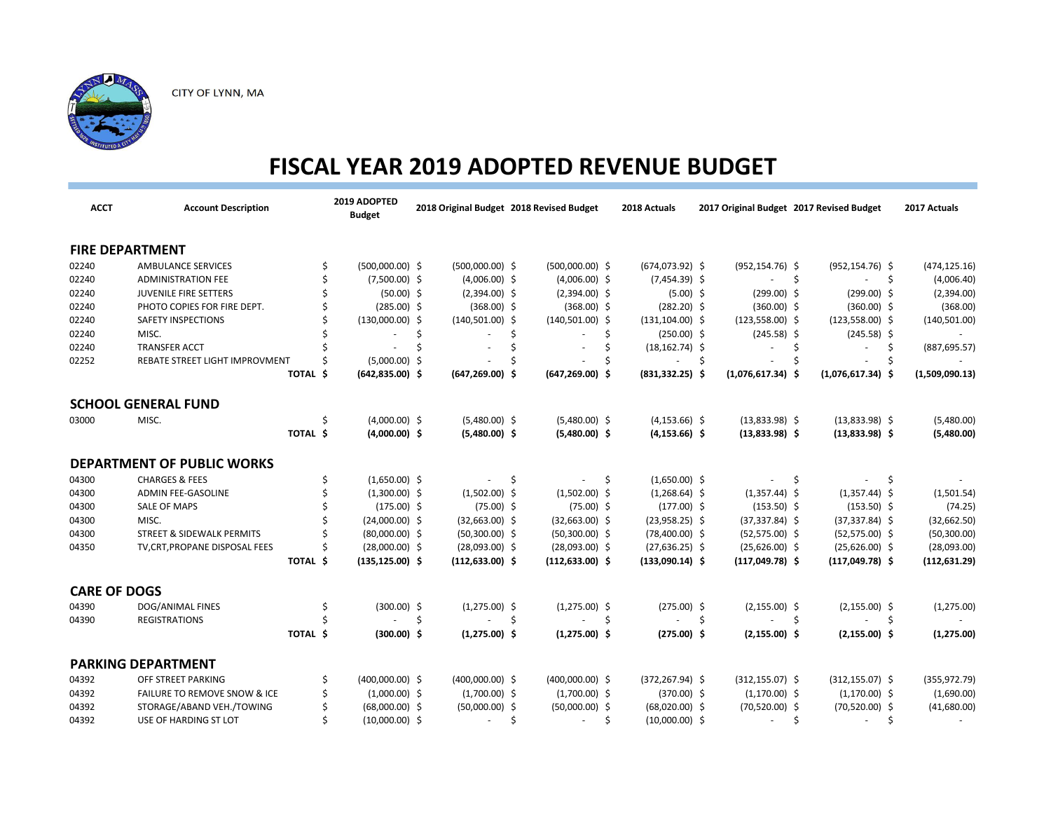CITY OF LYNN, MA

# FISCAL YEAR 2019 ADOPTED REVENUE BUDGET

| ACCT | Account Description | 2019 ADOPTED Budget | 2018 Original Budget | 2018 Revised Budget | 2018 Actuals | 2017 Original Budget | 2017 Revised Budget | 2017 Actuals |
|---|---|---|---|---|---|---|---|---|
| **FIRE DEPARTMENT** | | | | | | | | |
| 02240 | AMBULANCE SERVICES | $ (500,000.00) | $ (500,000.00) | $ (500,000.00) | $ (674,073.92) | $ (952,154.76) | $ (952,154.76) | $ (474,125.16) |
| 02240 | ADMINISTRATION FEE | $ (7,500.00) | $ (4,006.00) | $ (4,006.00) | $ (7,454.39) | $ - | $ - | $ (4,006.40) |
| 02240 | JUVENILE FIRE SETTERS | $ (50.00) | $ (2,394.00) | $ (2,394.00) | $ (5.00) | $ (299.00) | $ (299.00) | $ (2,394.00) |
| 02240 | PHOTO COPIES FOR FIRE DEPT. | $ (285.00) | $ (368.00) | $ (368.00) | $ (282.20) | $ (360.00) | $ (360.00) | $ (368.00) |
| 02240 | SAFETY INSPECTIONS | $ (130,000.00) | $ (140,501.00) | $ (140,501.00) | $ (131,104.00) | $ (123,558.00) | $ (123,558.00) | $ (140,501.00) |
| 02240 | MISC. | $ - | $ - | $ - | $ (250.00) | $ (245.58) | $ (245.58) | $ - |
| 02240 | TRANSFER ACCT | $ - | $ - | $ - | $ (18,162.74) | $ - | $ - | $ (887,695.57) |
| 02252 | REBATE STREET LIGHT IMPROVMENT | $ (5,000.00) | $ - | $ - | $ - | $ - | $ - | $ - |
| | **TOTAL** | **$ (642,835.00)** | **$ (647,269.00)** | **$ (647,269.00)** | **$ (831,332.25)** | **$ (1,076,617.34)** | **$ (1,076,617.34)** | **$ (1,509,090.13)** |
| **SCHOOL GENERAL FUND** | | | | | | | | |
| 03000 | MISC. | $ (4,000.00) | $ (5,480.00) | $ (5,480.00) | $ (4,153.66) | $ (13,833.98) | $ (13,833.98) | $ (5,480.00) |
| | **TOTAL** | **$ (4,000.00)** | **$ (5,480.00)** | **$ (5,480.00)** | **$ (4,153.66)** | **$ (13,833.98)** | **$ (13,833.98)** | **$ (5,480.00)** |
| **DEPARTMENT OF PUBLIC WORKS** | | | | | | | | |
| 04300 | CHARGES & FEES | $ (1,650.00) | $ - | $ - | $ (1,650.00) | $ - | $ - | $ - |
| 04300 | ADMIN FEE-GASOLINE | $ (1,300.00) | $ (1,502.00) | $ (1,502.00) | $ (1,268.64) | $ (1,357.44) | $ (1,357.44) | $ (1,501.54) |
| 04300 | SALE OF MAPS | $ (175.00) | $ (75.00) | $ (75.00) | $ (177.00) | $ (153.50) | $ (153.50) | $ (74.25) |
| 04300 | MISC. | $ (24,000.00) | $ (32,663.00) | $ (32,663.00) | $ (23,958.25) | $ (37,337.84) | $ (37,337.84) | $ (32,662.50) |
| 04300 | STREET & SIDEWALK PERMITS | $ (80,000.00) | $ (50,300.00) | $ (50,300.00) | $ (78,400.00) | $ (52,575.00) | $ (52,575.00) | $ (50,300.00) |
| 04350 | TV,CRT,PROPANE DISPOSAL FEES | $ (28,000.00) | $ (28,093.00) | $ (28,093.00) | $ (27,636.25) | $ (25,626.00) | $ (25,626.00) | $ (28,093.00) |
| | **TOTAL** | **$ (135,125.00)** | **$ (112,633.00)** | **$ (112,633.00)** | **$ (133,090.14)** | **$ (117,049.78)** | **$ (117,049.78)** | **$ (112,631.29)** |
| **CARE OF DOGS** | | | | | | | | |
| 04390 | DOG/ANIMAL FINES | $ (300.00) | $ (1,275.00) | $ (1,275.00) | $ (275.00) | $ (2,155.00) | $ (2,155.00) | $ (1,275.00) |
| 04390 | REGISTRATIONS | $ - | $ - | $ - | $ - | $ - | $ - | $ - |
| | **TOTAL** | **$ (300.00)** | **$ (1,275.00)** | **$ (1,275.00)** | **$ (275.00)** | **$ (2,155.00)** | **$ (2,155.00)** | **$ (1,275.00)** |
| **PARKING DEPARTMENT** | | | | | | | | |
| 04392 | OFF STREET PARKING | $ (400,000.00) | $ (400,000.00) | $ (400,000.00) | $ (372,267.94) | $ (312,155.07) | $ (312,155.07) | $ (355,972.79) |
| 04392 | FAILURE TO REMOVE SNOW & ICE | $ (1,000.00) | $ (1,700.00) | $ (1,700.00) | $ (370.00) | $ (1,170.00) | $ (1,170.00) | $ (1,690.00) |
| 04392 | STORAGE/ABAND VEH./TOWING | $ (68,000.00) | $ (50,000.00) | $ (50,000.00) | $ (68,020.00) | $ (70,520.00) | $ (70,520.00) | $ (41,680.00) |
| 04392 | USE OF HARDING ST LOT | $ (10,000.00) | $ - | $ - | $ (10,000.00) | $ - | $ - | $ - |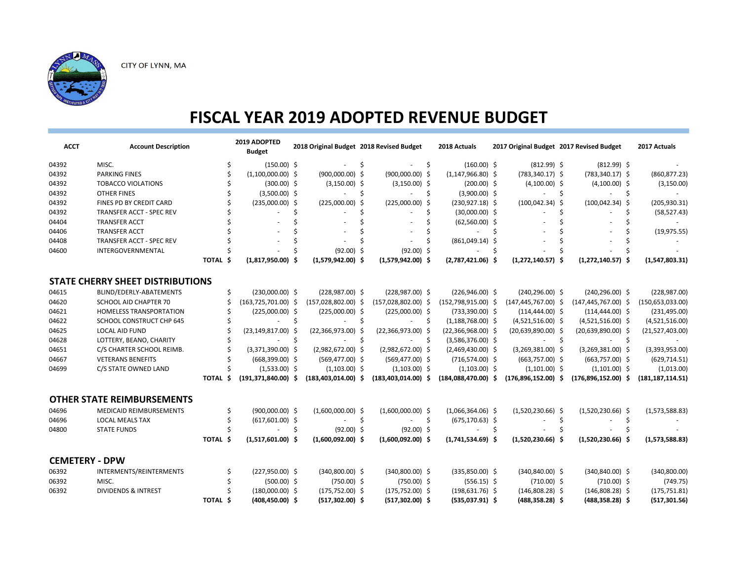CITY OF LYNN, MA

# FISCAL YEAR 2019 ADOPTED REVENUE BUDGET

| ACCT | Account Description | | 2019 ADOPTED Budget | 2018 Original Budget | 2018 Revised Budget | 2018 Actuals | 2017 Original Budget | 2017 Revised Budget | 2017 Actuals |
|---|---|---|---|---|---|---|---|---|---|
| 04392 | MISC. | | $ (150.00) | $ - | $ - | $ (160.00) | $ (812.99) | $ (812.99) | $ - |
| 04392 | PARKING FINES | | $ (1,100,000.00) | $ (900,000.00) | $ (900,000.00) | $ (1,147,966.80) | $ (783,340.17) | $ (783,340.17) | $ (860,877.23) |
| 04392 | TOBACCO VIOLATIONS | | $ (300.00) | $ (3,150.00) | $ (3,150.00) | $ (200.00) | $ (4,100.00) | $ (4,100.00) | $ (3,150.00) |
| 04392 | OTHER FINES | | $ (3,500.00) | $ - | $ - | $ (3,900.00) | $ - | $ - | $ - |
| 04392 | FINES PD BY CREDIT CARD | | $ (235,000.00) | $ (225,000.00) | $ (225,000.00) | $ (230,927.18) | $ (100,042.34) | $ (100,042.34) | $ (205,930.31) |
| 04392 | TRANSFER ACCT - SPEC REV | | $ - | $ - | $ - | $ (30,000.00) | $ - | $ - | $ (58,527.43) |
| 04404 | TRANSFER ACCT | | $ - | $ - | $ - | $ (62,560.00) | $ - | $ - | $ - |
| 04406 | TRANSFER ACCT | | $ - | $ - | $ - | $ - | $ - | $ - | $ (19,975.55) |
| 04408 | TRANSFER ACCT - SPEC REV | | $ - | $ - | $ - | $ (861,049.14) | $ - | $ - | $ - |
| 04600 | INTERGOVERNMENTAL | | $ - | $ (92.00) | $ (92.00) | $ - | $ - | $ - | $ - |
| | | **TOTAL** | **$ (1,817,950.00)** | **$ (1,579,942.00)** | **$ (1,579,942.00)** | **$ (2,787,421.06)** | **$ (1,272,140.57)** | **$ (1,272,140.57)** | **$ (1,547,803.31)** |

## STATE CHERRY SHEET DISTRIBUTIONS

| ACCT | Account Description | | 2019 ADOPTED Budget | 2018 Original Budget | 2018 Revised Budget | 2018 Actuals | 2017 Original Budget | 2017 Revised Budget | 2017 Actuals |
|---|---|---|---|---|---|---|---|---|---|
| 04615 | BLIND/EDERLY-ABATEMENTS | | $ (230,000.00) | $ (228,987.00) | $ (228,987.00) | $ (226,946.00) | $ (240,296.00) | $ (240,296.00) | $ (228,987.00) |
| 04620 | SCHOOL AID CHAPTER 70 | | $ (163,725,701.00) | $ (157,028,802.00) | $ (157,028,802.00) | $ (152,798,915.00) | $ (147,445,767.00) | $ (147,445,767.00) | $ (150,653,033.00) |
| 04621 | HOMELESS TRANSPORTATION | | $ (225,000.00) | $ (225,000.00) | $ (225,000.00) | $ (733,390.00) | $ (114,444.00) | $ (114,444.00) | $ (231,495.00) |
| 04622 | SCHOOL CONSTRUCT CHP 645 | | $ - | $ - | $ - | $ (1,188,768.00) | $ (4,521,516.00) | $ (4,521,516.00) | $ (4,521,516.00) |
| 04625 | LOCAL AID FUND | | $ (23,149,817.00) | $ (22,366,973.00) | $ (22,366,973.00) | $ (22,366,968.00) | $ (20,639,890.00) | $ (20,639,890.00) | $ (21,527,403.00) |
| 04628 | LOTTERY, BEANO, CHARITY | | $ - | $ - | $ - | $ (3,586,376.00) | $ - | $ - | $ - |
| 04651 | C/S CHARTER SCHOOL REIMB. | | $ (3,371,390.00) | $ (2,982,672.00) | $ (2,982,672.00) | $ (2,469,430.00) | $ (3,269,381.00) | $ (3,269,381.00) | $ (3,393,953.00) |
| 04667 | VETERANS BENEFITS | | $ (668,399.00) | $ (569,477.00) | $ (569,477.00) | $ (716,574.00) | $ (663,757.00) | $ (663,757.00) | $ (629,714.51) |
| 04699 | C/S STATE OWNED LAND | | $ (1,533.00) | $ (1,103.00) | $ (1,103.00) | $ (1,103.00) | $ (1,101.00) | $ (1,101.00) | $ (1,013.00) |
| | | **TOTAL** | **$ (191,371,840.00)** | **$ (183,403,014.00)** | **$ (183,403,014.00)** | **$ (184,088,470.00)** | **$ (176,896,152.00)** | **$ (176,896,152.00)** | **$ (181,187,114.51)** |

## OTHER STATE REIMBURSEMENTS

| ACCT | Account Description | | 2019 ADOPTED Budget | 2018 Original Budget | 2018 Revised Budget | 2018 Actuals | 2017 Original Budget | 2017 Revised Budget | 2017 Actuals |
|---|---|---|---|---|---|---|---|---|---|
| 04696 | MEDICAID REIMBURSEMENTS | | $ (900,000.00) | $ (1,600,000.00) | $ (1,600,000.00) | $ (1,066,364.06) | $ (1,520,230.66) | $ (1,520,230.66) | $ (1,573,588.83) |
| 04696 | LOCAL MEALS TAX | | $ (617,601.00) | $ - | $ - | $ (675,170.63) | $ - | $ - | $ - |
| 04800 | STATE FUNDS | | $ - | $ (92.00) | $ (92.00) | $ - | $ - | $ - | $ - |
| | | **TOTAL** | **$ (1,517,601.00)** | **$ (1,600,092.00)** | **$ (1,600,092.00)** | **$ (1,741,534.69)** | **$ (1,520,230.66)** | **$ (1,520,230.66)** | **$ (1,573,588.83)** |

## CEMETERY - DPW

| ACCT | Account Description | | 2019 ADOPTED Budget | 2018 Original Budget | 2018 Revised Budget | 2018 Actuals | 2017 Original Budget | 2017 Revised Budget | 2017 Actuals |
|---|---|---|---|---|---|---|---|---|---|
| 06392 | INTERMENTS/REINTERMENTS | | $ (227,950.00) | $ (340,800.00) | $ (340,800.00) | $ (335,850.00) | $ (340,840.00) | $ (340,840.00) | $ (340,800.00) |
| 06392 | MISC. | | $ (500.00) | $ (750.00) | $ (750.00) | $ (556.15) | $ (710.00) | $ (710.00) | $ (749.75) |
| 06392 | DIVIDENDS & INTREST | | $ (180,000.00) | $ (175,752.00) | $ (175,752.00) | $ (198,631.76) | $ (146,808.28) | $ (146,808.28) | $ (175,751.81) |
| | | **TOTAL** | **$ (408,450.00)** | **$ (517,302.00)** | **$ (517,302.00)** | **$ (535,037.91)** | **$ (488,358.28)** | **$ (488,358.28)** | **$ (517,301.56)** |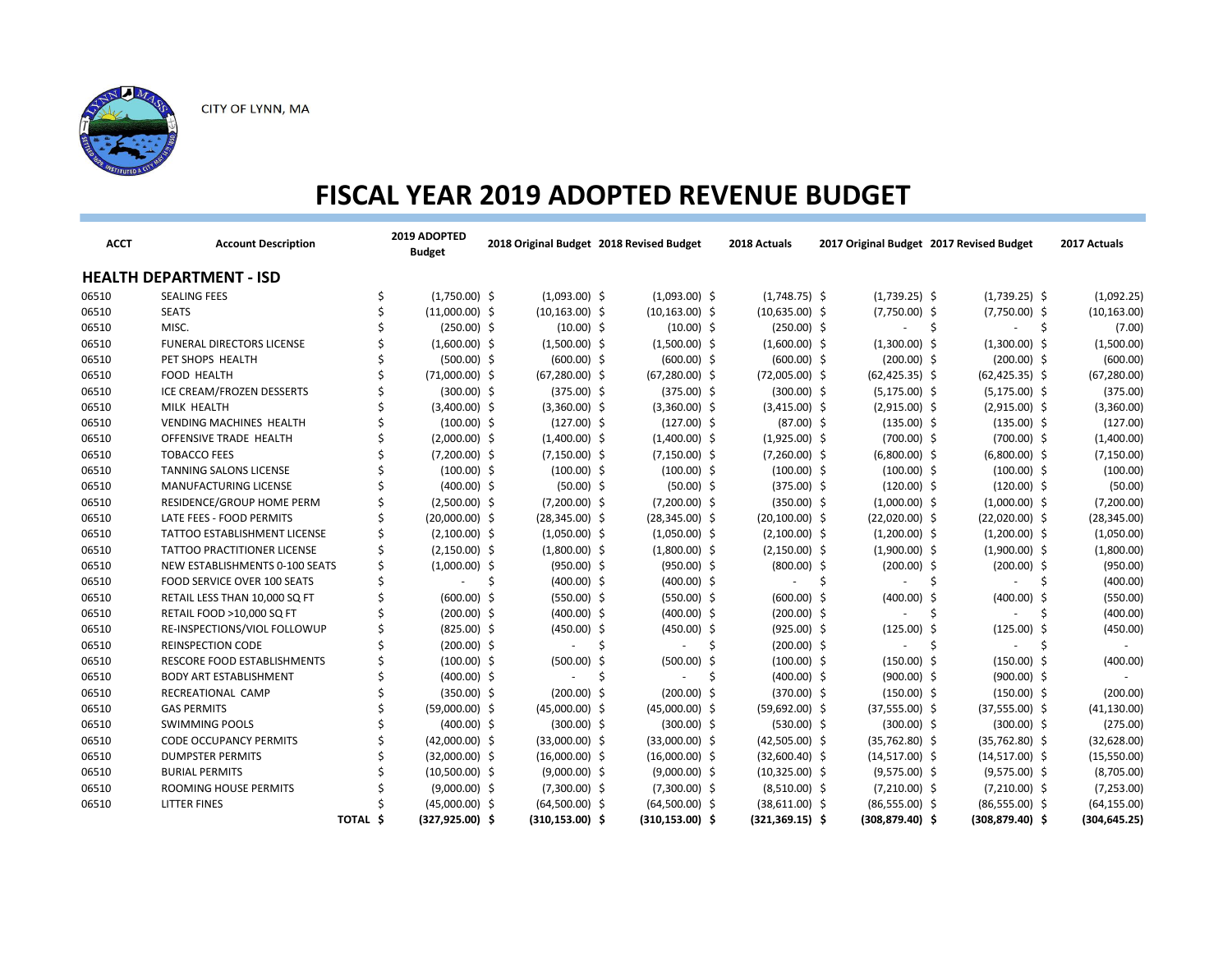CITY OF LYNN, MA

# FISCAL YEAR 2019 ADOPTED REVENUE BUDGET

| ACCT | Account Description | 2019 ADOPTED Budget | 2018 Original Budget | 2018 Revised Budget | 2018 Actuals | 2017 Original Budget | 2017 Revised Budget | 2017 Actuals |
|---|---|---|---|---|---|---|---|---|
| **HEALTH DEPARTMENT - ISD** | | | | | | | | |
| 06510 | SEALING FEES | $ (1,750.00) | $ (1,093.00) | $ (1,093.00) | $ (1,748.75) | $ (1,739.25) | $ (1,739.25) | $ (1,092.25) |
| 06510 | SEATS | $ (11,000.00) | $ (10,163.00) | $ (10,163.00) | $ (10,635.00) | $ (7,750.00) | $ (7,750.00) | $ (10,163.00) |
| 06510 | MISC. | $ (250.00) | $ (10.00) | $ (10.00) | $ (250.00) | $ - | $ - | $ (7.00) |
| 06510 | FUNERAL DIRECTORS LICENSE | $ (1,600.00) | $ (1,500.00) | $ (1,500.00) | $ (1,600.00) | $ (1,300.00) | $ (1,300.00) | $ (1,500.00) |
| 06510 | PET SHOPS HEALTH | $ (500.00) | $ (600.00) | $ (600.00) | $ (600.00) | $ (200.00) | $ (200.00) | $ (600.00) |
| 06510 | FOOD HEALTH | $ (71,000.00) | $ (67,280.00) | $ (67,280.00) | $ (72,005.00) | $ (62,425.35) | $ (62,425.35) | $ (67,280.00) |
| 06510 | ICE CREAM/FROZEN DESSERTS | $ (300.00) | $ (375.00) | $ (375.00) | $ (300.00) | $ (5,175.00) | $ (5,175.00) | $ (375.00) |
| 06510 | MILK HEALTH | $ (3,400.00) | $ (3,360.00) | $ (3,360.00) | $ (3,415.00) | $ (2,915.00) | $ (2,915.00) | $ (3,360.00) |
| 06510 | VENDING MACHINES HEALTH | $ (100.00) | $ (127.00) | $ (127.00) | $ (87.00) | $ (135.00) | $ (135.00) | $ (127.00) |
| 06510 | OFFENSIVE TRADE HEALTH | $ (2,000.00) | $ (1,400.00) | $ (1,400.00) | $ (1,925.00) | $ (700.00) | $ (700.00) | $ (1,400.00) |
| 06510 | TOBACCO FEES | $ (7,200.00) | $ (7,150.00) | $ (7,150.00) | $ (7,260.00) | $ (6,800.00) | $ (6,800.00) | $ (7,150.00) |
| 06510 | TANNING SALONS LICENSE | $ (100.00) | $ (100.00) | $ (100.00) | $ (100.00) | $ (100.00) | $ (100.00) | $ (100.00) |
| 06510 | MANUFACTURING LICENSE | $ (400.00) | $ (50.00) | $ (50.00) | $ (375.00) | $ (120.00) | $ (120.00) | $ (50.00) |
| 06510 | RESIDENCE/GROUP HOME PERM | $ (2,500.00) | $ (7,200.00) | $ (7,200.00) | $ (350.00) | $ (1,000.00) | $ (1,000.00) | $ (7,200.00) |
| 06510 | LATE FEES - FOOD PERMITS | $ (20,000.00) | $ (28,345.00) | $ (28,345.00) | $ (20,100.00) | $ (22,020.00) | $ (22,020.00) | $ (28,345.00) |
| 06510 | TATTOO ESTABLISHMENT LICENSE | $ (2,100.00) | $ (1,050.00) | $ (1,050.00) | $ (2,100.00) | $ (1,200.00) | $ (1,200.00) | $ (1,050.00) |
| 06510 | TATTOO PRACTITIONER LICENSE | $ (2,150.00) | $ (1,800.00) | $ (1,800.00) | $ (2,150.00) | $ (1,900.00) | $ (1,900.00) | $ (1,800.00) |
| 06510 | NEW ESTABLISHMENTS 0-100 SEATS | $ (1,000.00) | $ (950.00) | $ (950.00) | $ (800.00) | $ (200.00) | $ (200.00) | $ (950.00) |
| 06510 | FOOD SERVICE OVER 100 SEATS | $ - | $ (400.00) | $ (400.00) | $ - | $ - | $ - | $ (400.00) |
| 06510 | RETAIL LESS THAN 10,000 SQ FT | $ (600.00) | $ (550.00) | $ (550.00) | $ (600.00) | $ (400.00) | $ (400.00) | $ (550.00) |
| 06510 | RETAIL FOOD >10,000 SQ FT | $ (200.00) | $ (400.00) | $ (400.00) | $ (200.00) | $ - | $ - | $ (400.00) |
| 06510 | RE-INSPECTIONS/VIOL FOLLOWUP | $ (825.00) | $ (450.00) | $ (450.00) | $ (925.00) | $ (125.00) | $ (125.00) | $ (450.00) |
| 06510 | REINSPECTION CODE | $ (200.00) | $ - | $ - | $ (200.00) | $ - | $ - | $ - |
| 06510 | RESCORE FOOD ESTABLISHMENTS | $ (100.00) | $ (500.00) | $ (500.00) | $ (100.00) | $ (150.00) | $ (150.00) | $ (400.00) |
| 06510 | BODY ART ESTABLISHMENT | $ (400.00) | $ - | $ - | $ (400.00) | $ (900.00) | $ (900.00) | $ - |
| 06510 | RECREATIONAL CAMP | $ (350.00) | $ (200.00) | $ (200.00) | $ (370.00) | $ (150.00) | $ (150.00) | $ (200.00) |
| 06510 | GAS PERMITS | $ (59,000.00) | $ (45,000.00) | $ (45,000.00) | $ (59,692.00) | $ (37,555.00) | $ (37,555.00) | $ (41,130.00) |
| 06510 | SWIMMING POOLS | $ (400.00) | $ (300.00) | $ (300.00) | $ (530.00) | $ (300.00) | $ (300.00) | $ (275.00) |
| 06510 | CODE OCCUPANCY PERMITS | $ (42,000.00) | $ (33,000.00) | $ (33,000.00) | $ (42,505.00) | $ (35,762.80) | $ (35,762.80) | $ (32,628.00) |
| 06510 | DUMPSTER PERMITS | $ (32,000.00) | $ (16,000.00) | $ (16,000.00) | $ (32,600.40) | $ (14,517.00) | $ (14,517.00) | $ (15,550.00) |
| 06510 | BURIAL PERMITS | $ (10,500.00) | $ (9,000.00) | $ (9,000.00) | $ (10,325.00) | $ (9,575.00) | $ (9,575.00) | $ (8,705.00) |
| 06510 | ROOMING HOUSE PERMITS | $ (9,000.00) | $ (7,300.00) | $ (7,300.00) | $ (8,510.00) | $ (7,210.00) | $ (7,210.00) | $ (7,253.00) |
| 06510 | LITTER FINES | $ (45,000.00) | $ (64,500.00) | $ (64,500.00) | $ (38,611.00) | $ (86,555.00) | $ (86,555.00) | $ (64,155.00) |
| | **TOTAL** | **$ (327,925.00)** | **$ (310,153.00)** | **$ (310,153.00)** | **$ (321,369.15)** | **$ (308,879.40)** | **$ (308,879.40)** | **$ (304,645.25)** |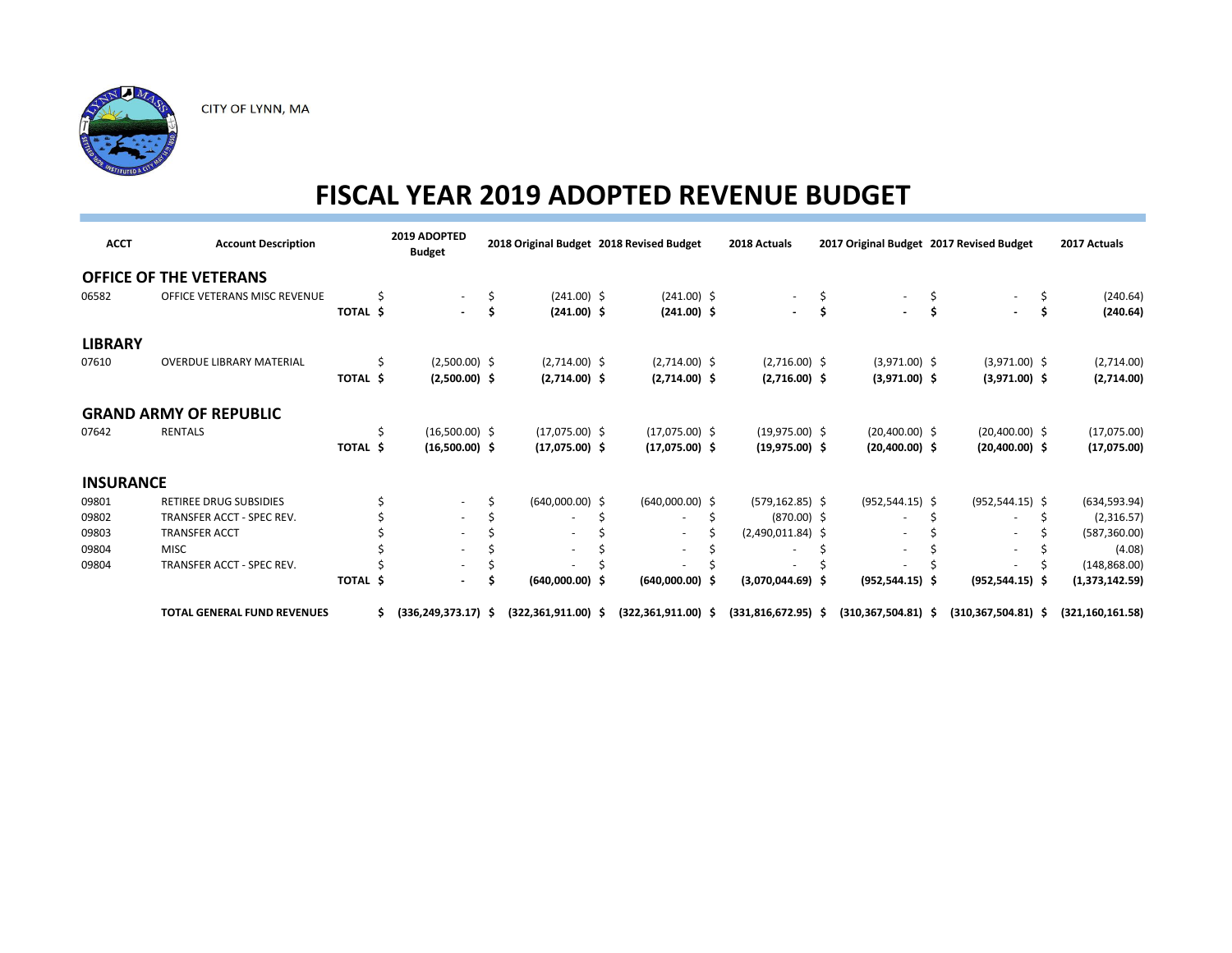CITY OF LYNN, MA

# FISCAL YEAR 2019 ADOPTED REVENUE BUDGET

| ACCT | Account Description | 2019 ADOPTED Budget | 2018 Original Budget | 2018 Revised Budget | 2018 Actuals | 2017 Original Budget | 2017 Revised Budget | 2017 Actuals |
|---|---|---|---|---|---|---|---|---|
| **OFFICE OF THE VETERANS** | | | | | | | | |
| 06582 | OFFICE VETERANS MISC REVENUE | $ - | $ (241.00) | $ (241.00) | $ - | $ - | $ - | $ (240.64) |
| | **TOTAL** | **$ -** | **$ (241.00)** | **$ (241.00)** | **$ -** | **$ -** | **$ -** | **$ (240.64)** |
| **LIBRARY** | | | | | | | | |
| 07610 | OVERDUE LIBRARY MATERIAL | $ (2,500.00) | $ (2,714.00) | $ (2,714.00) | $ (2,716.00) | $ (3,971.00) | $ (3,971.00) | $ (2,714.00) |
| | **TOTAL** | **$ (2,500.00)** | **$ (2,714.00)** | **$ (2,714.00)** | **$ (2,716.00)** | **$ (3,971.00)** | **$ (3,971.00)** | **$ (2,714.00)** |
| **GRAND ARMY OF REPUBLIC** | | | | | | | | |
| 07642 | RENTALS | $ (16,500.00) | $ (17,075.00) | $ (17,075.00) | $ (19,975.00) | $ (20,400.00) | $ (20,400.00) | $ (17,075.00) |
| | **TOTAL** | **$ (16,500.00)** | **$ (17,075.00)** | **$ (17,075.00)** | **$ (19,975.00)** | **$ (20,400.00)** | **$ (20,400.00)** | **$ (17,075.00)** |
| **INSURANCE** | | | | | | | | |
| 09801 | RETIREE DRUG SUBSIDIES | $ - | $ (640,000.00) | $ (640,000.00) | $ (579,162.85) | $ (952,544.15) | $ (952,544.15) | $ (634,593.94) |
| 09802 | TRANSFER ACCT - SPEC REV. | $ - | $ - | $ - | $ (870.00) | $ - | $ - | $ (2,316.57) |
| 09803 | TRANSFER ACCT | $ - | $ - | $ - | $ (2,490,011.84) | $ - | $ - | $ (587,360.00) |
| 09804 | MISC | $ - | $ - | $ - | $ - | $ - | $ - | $ (4.08) |
| 09804 | TRANSFER ACCT - SPEC REV. | $ - | $ - | $ - | $ - | $ - | $ - | $ (148,868.00) |
| | **TOTAL** | **$ -** | **$ (640,000.00)** | **$ (640,000.00)** | **$ (3,070,044.69)** | **$ (952,544.15)** | **$ (952,544.15)** | **$ (1,373,142.59)** |
| | **TOTAL GENERAL FUND REVENUES** | **$ (336,249,373.17)** | **$ (322,361,911.00)** | **$ (322,361,911.00)** | **$ (331,816,672.95)** | **$ (310,367,504.81)** | **$ (310,367,504.81)** | **$ (321,160,161.58)** |